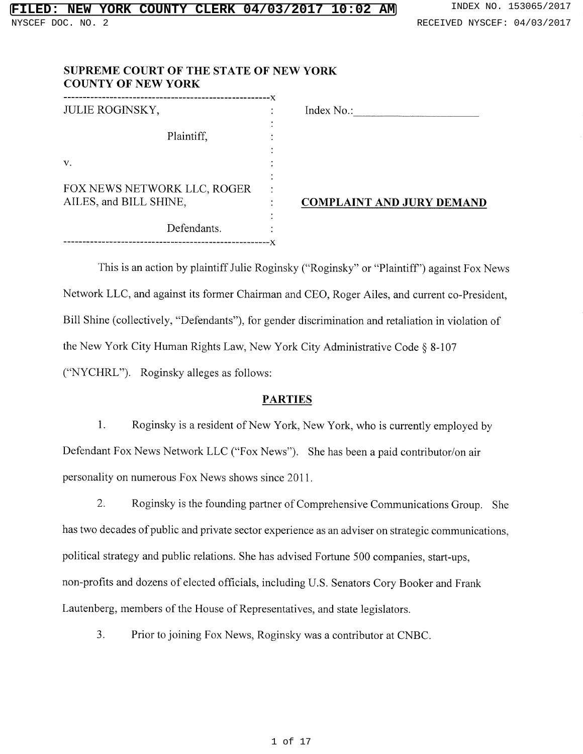FILED: NEW YORK COUNTY CLERK 04/03/2017 10:02 AM — INDEX NO. 153065/2017

NYSCEF DOC. NO. 2 — RECEIVED NYSCEF: 04/03/2017

**SUPREME COURT OF THE STATE OF NEW YORK**
**COUNTY OF NEW YORK**

| | |
|---|---|
| JULIE ROGINSKY,<br><br>Plaintiff,<br><br>v.<br><br>FOX NEWS NETWORK LLC, ROGER AILES, and BILL SHINE,<br><br>Defendants. | Index No.:\_\_\_\_\_\_\_\_\_\_\_\_\_\_\_\_\_\_\_\_<br><br><br><br><br><br>**COMPLAINT AND JURY DEMAND** |

This is an action by plaintiff Julie Roginsky ("Roginsky" or "Plaintiff") against Fox News Network LLC, and against its former Chairman and CEO, Roger Ailes, and current co-President, Bill Shine (collectively, "Defendants"), for gender discrimination and retaliation in violation of the New York City Human Rights Law, New York City Administrative Code § 8-107 ("NYCHRL"). Roginsky alleges as follows:

## PARTIES

1. Roginsky is a resident of New York, New York, who is currently employed by Defendant Fox News Network LLC ("Fox News"). She has been a paid contributor/on air personality on numerous Fox News shows since 2011.

2. Roginsky is the founding partner of Comprehensive Communications Group. She has two decades of public and private sector experience as an adviser on strategic communications, political strategy and public relations. She has advised Fortune 500 companies, start-ups, non-profits and dozens of elected officials, including U.S. Senators Cory Booker and Frank Lautenberg, members of the House of Representatives, and state legislators.

3. Prior to joining Fox News, Roginsky was a contributor at CNBC.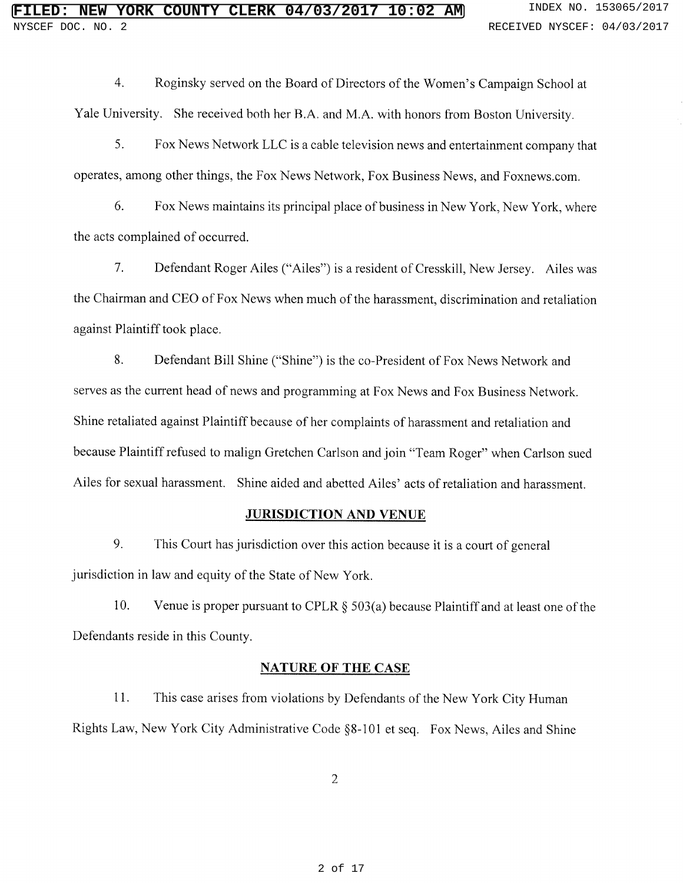4. Roginsky served on the Board of Directors of the Women's Campaign School at Yale University. She received both her B.A. and M.A. with honors from Boston University.

5. Fox News Network LLC is a cable television news and entertainment company that operates, among other things, the Fox News Network, Fox Business News, and Foxnews.com.

6. Fox News maintains its principal place of business in New York, New York, where the acts complained of occurred.

7. Defendant Roger Ailes ("Ailes") is a resident of Cresskill, New Jersey. Ailes was the Chairman and CEO of Fox News when much of the harassment, discrimination and retaliation against Plaintiff took place.

8. Defendant Bill Shine ("Shine") is the co-President of Fox News Network and serves as the current head of news and programming at Fox News and Fox Business Network. Shine retaliated against Plaintiff because of her complaints of harassment and retaliation and because Plaintiff refused to malign Gretchen Carlson and join "Team Roger" when Carlson sued Ailes for sexual harassment. Shine aided and abetted Ailes' acts of retaliation and harassment.

## JURISDICTION AND VENUE

9. This Court has jurisdiction over this action because it is a court of general jurisdiction in law and equity of the State of New York.

10. Venue is proper pursuant to CPLR § 503(a) because Plaintiff and at least one of the Defendants reside in this County.

## NATURE OF THE CASE

11. This case arises from violations by Defendants of the New York City Human Rights Law, New York City Administrative Code §8-101 et seq. Fox News, Ailes and Shine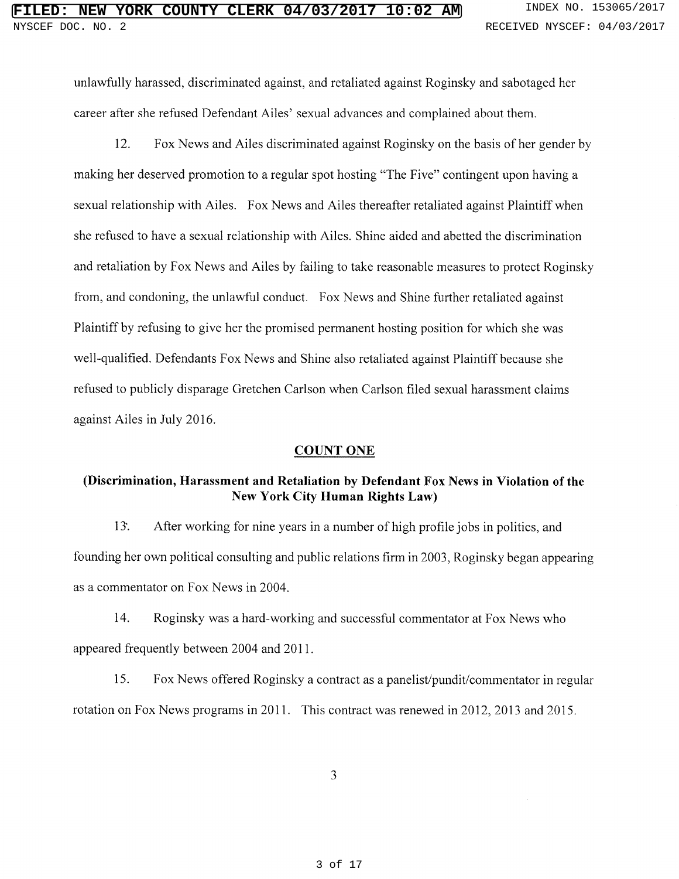unlawfully harassed, discriminated against, and retaliated against Roginsky and sabotaged her career after she refused Defendant Ailes' sexual advances and complained about them.

12. Fox News and Ailes discriminated against Roginsky on the basis of her gender by making her deserved promotion to a regular spot hosting "The Five" contingent upon having a sexual relationship with Ailes. Fox News and Ailes thereafter retaliated against Plaintiff when she refused to have a sexual relationship with Ailes. Shine aided and abetted the discrimination and retaliation by Fox News and Ailes by failing to take reasonable measures to protect Roginsky from, and condoning, the unlawful conduct. Fox News and Shine further retaliated against Plaintiff by refusing to give her the promised permanent hosting position for which she was well-qualified. Defendants Fox News and Shine also retaliated against Plaintiff because she refused to publicly disparage Gretchen Carlson when Carlson filed sexual harassment claims against Ailes in July 2016.

## COUNT ONE

### (Discrimination, Harassment and Retaliation by Defendant Fox News in Violation of the New York City Human Rights Law)

13. After working for nine years in a number of high profile jobs in politics, and founding her own political consulting and public relations firm in 2003, Roginsky began appearing as a commentator on Fox News in 2004.

14. Roginsky was a hard-working and successful commentator at Fox News who appeared frequently between 2004 and 2011.

15. Fox News offered Roginsky a contract as a panelist/pundit/commentator in regular rotation on Fox News programs in 2011. This contract was renewed in 2012, 2013 and 2015.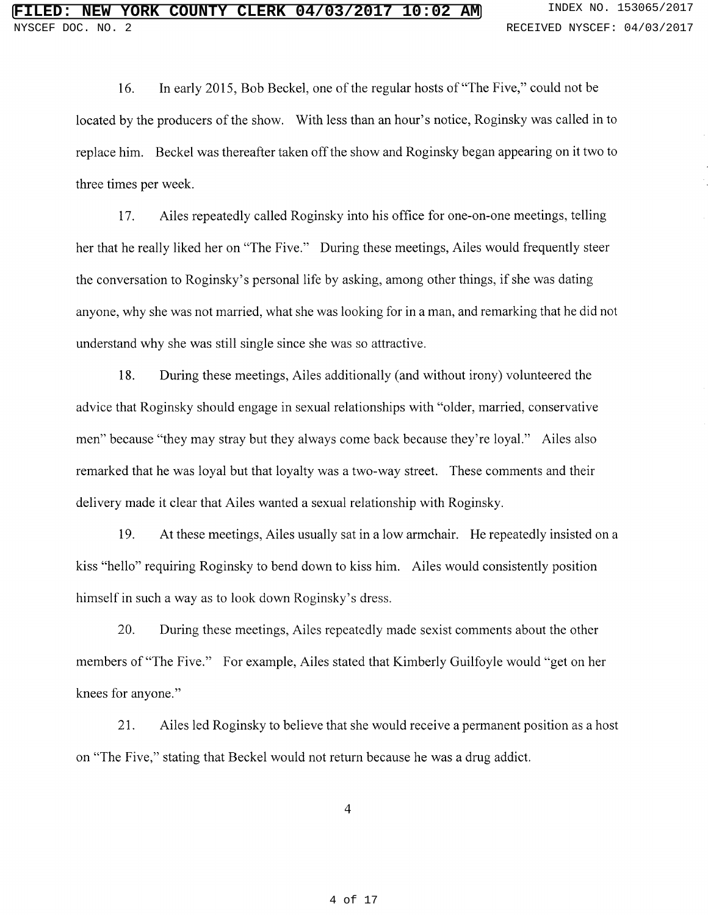16. In early 2015, Bob Beckel, one of the regular hosts of "The Five," could not be located by the producers of the show. With less than an hour's notice, Roginsky was called in to replace him. Beckel was thereafter taken off the show and Roginsky began appearing on it two to three times per week.

17. Ailes repeatedly called Roginsky into his office for one-on-one meetings, telling her that he really liked her on "The Five." During these meetings, Ailes would frequently steer the conversation to Roginsky's personal life by asking, among other things, if she was dating anyone, why she was not married, what she was looking for in a man, and remarking that he did not understand why she was still single since she was so attractive.

18. During these meetings, Ailes additionally (and without irony) volunteered the advice that Roginsky should engage in sexual relationships with "older, married, conservative men" because "they may stray but they always come back because they're loyal." Ailes also remarked that he was loyal but that loyalty was a two-way street. These comments and their delivery made it clear that Ailes wanted a sexual relationship with Roginsky.

19. At these meetings, Ailes usually sat in a low armchair. He repeatedly insisted on a kiss "hello" requiring Roginsky to bend down to kiss him. Ailes would consistently position himself in such a way as to look down Roginsky's dress.

20. During these meetings, Ailes repeatedly made sexist comments about the other members of "The Five." For example, Ailes stated that Kimberly Guilfoyle would "get on her knees for anyone."

21. Ailes led Roginsky to believe that she would receive a permanent position as a host on "The Five," stating that Beckel would not return because he was a drug addict.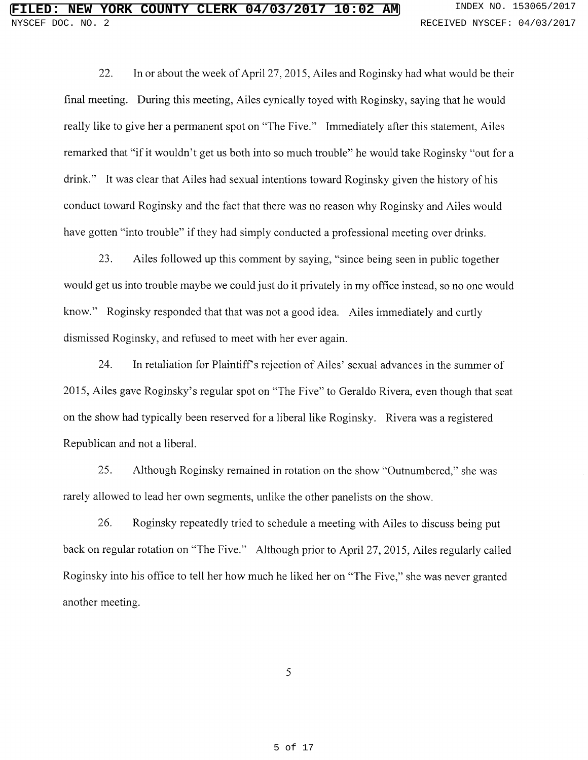22. In or about the week of April 27, 2015, Ailes and Roginsky had what would be their final meeting. During this meeting, Ailes cynically toyed with Roginsky, saying that he would really like to give her a permanent spot on "The Five." Immediately after this statement, Ailes remarked that "if it wouldn't get us both into so much trouble" he would take Roginsky "out for a drink." It was clear that Ailes had sexual intentions toward Roginsky given the history of his conduct toward Roginsky and the fact that there was no reason why Roginsky and Ailes would have gotten "into trouble" if they had simply conducted a professional meeting over drinks.

23. Ailes followed up this comment by saying, "since being seen in public together would get us into trouble maybe we could just do it privately in my office instead, so no one would know." Roginsky responded that that was not a good idea. Ailes immediately and curtly dismissed Roginsky, and refused to meet with her ever again.

24. In retaliation for Plaintiff's rejection of Ailes' sexual advances in the summer of 2015, Ailes gave Roginsky's regular spot on "The Five" to Geraldo Rivera, even though that seat on the show had typically been reserved for a liberal like Roginsky. Rivera was a registered Republican and not a liberal.

25. Although Roginsky remained in rotation on the show "Outnumbered," she was rarely allowed to lead her own segments, unlike the other panelists on the show.

26. Roginsky repeatedly tried to schedule a meeting with Ailes to discuss being put back on regular rotation on "The Five." Although prior to April 27, 2015, Ailes regularly called Roginsky into his office to tell her how much he liked her on "The Five," she was never granted another meeting.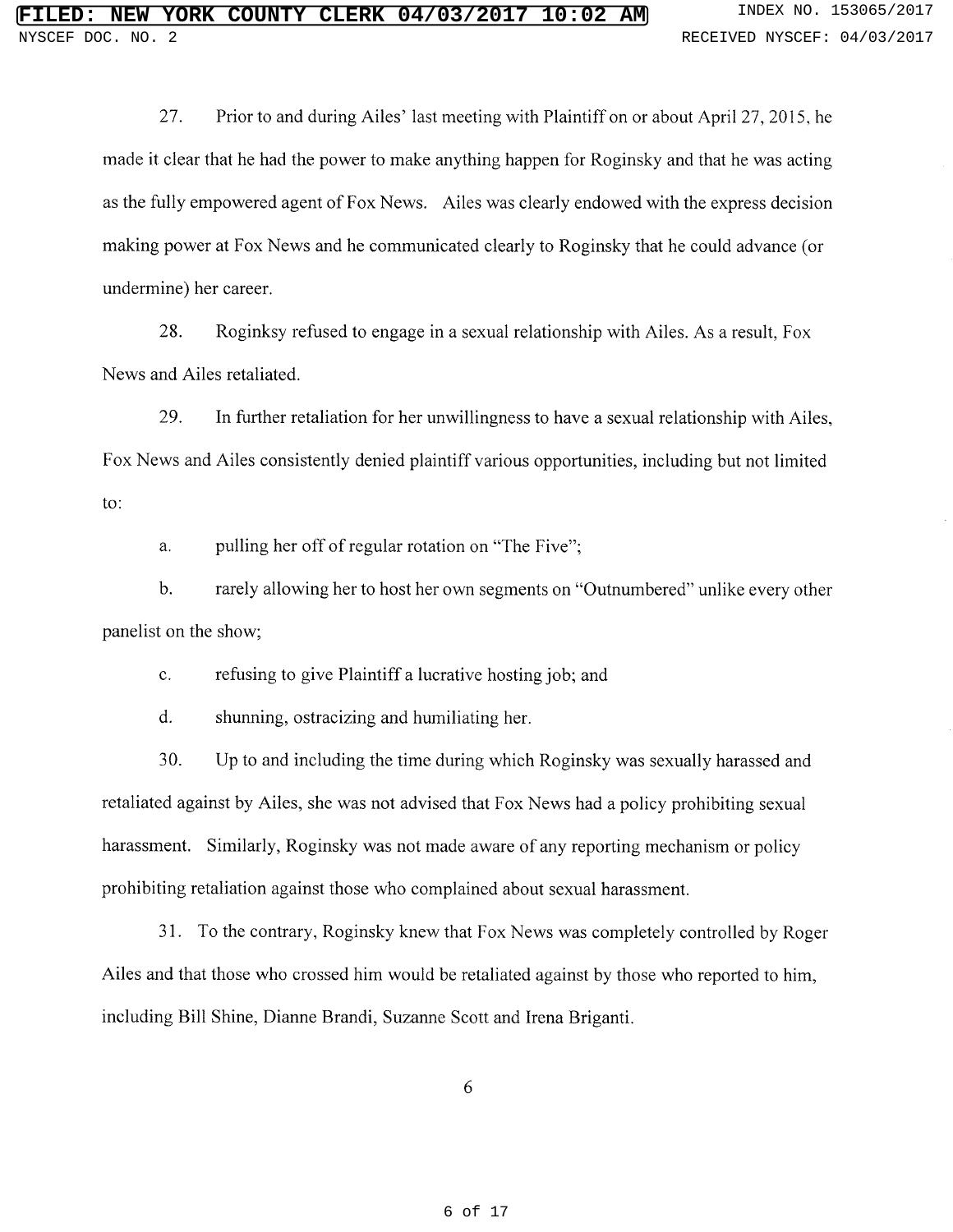27. Prior to and during Ailes' last meeting with Plaintiff on or about April 27, 2015, he made it clear that he had the power to make anything happen for Roginsky and that he was acting as the fully empowered agent of Fox News. Ailes was clearly endowed with the express decision making power at Fox News and he communicated clearly to Roginsky that he could advance (or undermine) her career.

28. Roginksy refused to engage in a sexual relationship with Ailes. As a result, Fox News and Ailes retaliated.

29. In further retaliation for her unwillingness to have a sexual relationship with Ailes, Fox News and Ailes consistently denied plaintiff various opportunities, including but not limited to:

a. pulling her off of regular rotation on "The Five";

b. rarely allowing her to host her own segments on "Outnumbered" unlike every other panelist on the show;

c. refusing to give Plaintiff a lucrative hosting job; and

d. shunning, ostracizing and humiliating her.

30. Up to and including the time during which Roginsky was sexually harassed and retaliated against by Ailes, she was not advised that Fox News had a policy prohibiting sexual harassment. Similarly, Roginsky was not made aware of any reporting mechanism or policy prohibiting retaliation against those who complained about sexual harassment.

31. To the contrary, Roginsky knew that Fox News was completely controlled by Roger Ailes and that those who crossed him would be retaliated against by those who reported to him, including Bill Shine, Dianne Brandi, Suzanne Scott and Irena Briganti.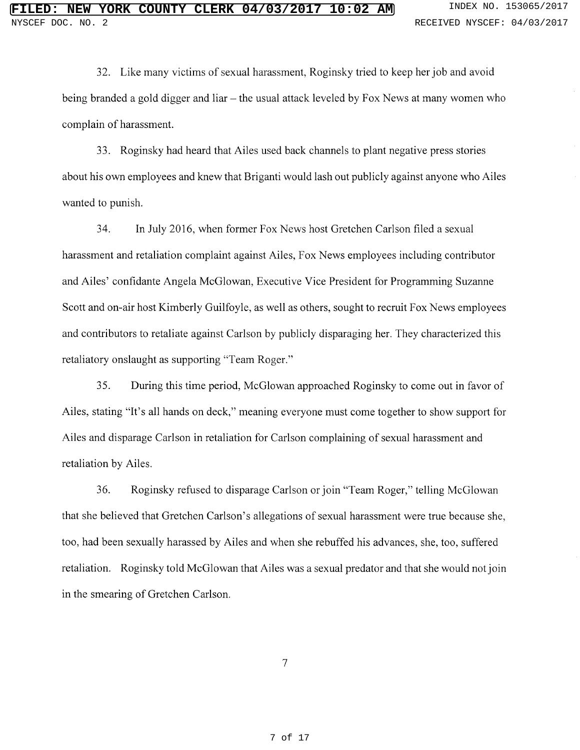32. Like many victims of sexual harassment, Roginsky tried to keep her job and avoid being branded a gold digger and liar – the usual attack leveled by Fox News at many women who complain of harassment.

33. Roginsky had heard that Ailes used back channels to plant negative press stories about his own employees and knew that Briganti would lash out publicly against anyone who Ailes wanted to punish.

34. In July 2016, when former Fox News host Gretchen Carlson filed a sexual harassment and retaliation complaint against Ailes, Fox News employees including contributor and Ailes' confidante Angela McGlowan, Executive Vice President for Programming Suzanne Scott and on-air host Kimberly Guilfoyle, as well as others, sought to recruit Fox News employees and contributors to retaliate against Carlson by publicly disparaging her. They characterized this retaliatory onslaught as supporting "Team Roger."

35. During this time period, McGlowan approached Roginsky to come out in favor of Ailes, stating "It's all hands on deck," meaning everyone must come together to show support for Ailes and disparage Carlson in retaliation for Carlson complaining of sexual harassment and retaliation by Ailes.

36. Roginsky refused to disparage Carlson or join "Team Roger," telling McGlowan that she believed that Gretchen Carlson's allegations of sexual harassment were true because she, too, had been sexually harassed by Ailes and when she rebuffed his advances, she, too, suffered retaliation. Roginsky told McGlowan that Ailes was a sexual predator and that she would not join in the smearing of Gretchen Carlson.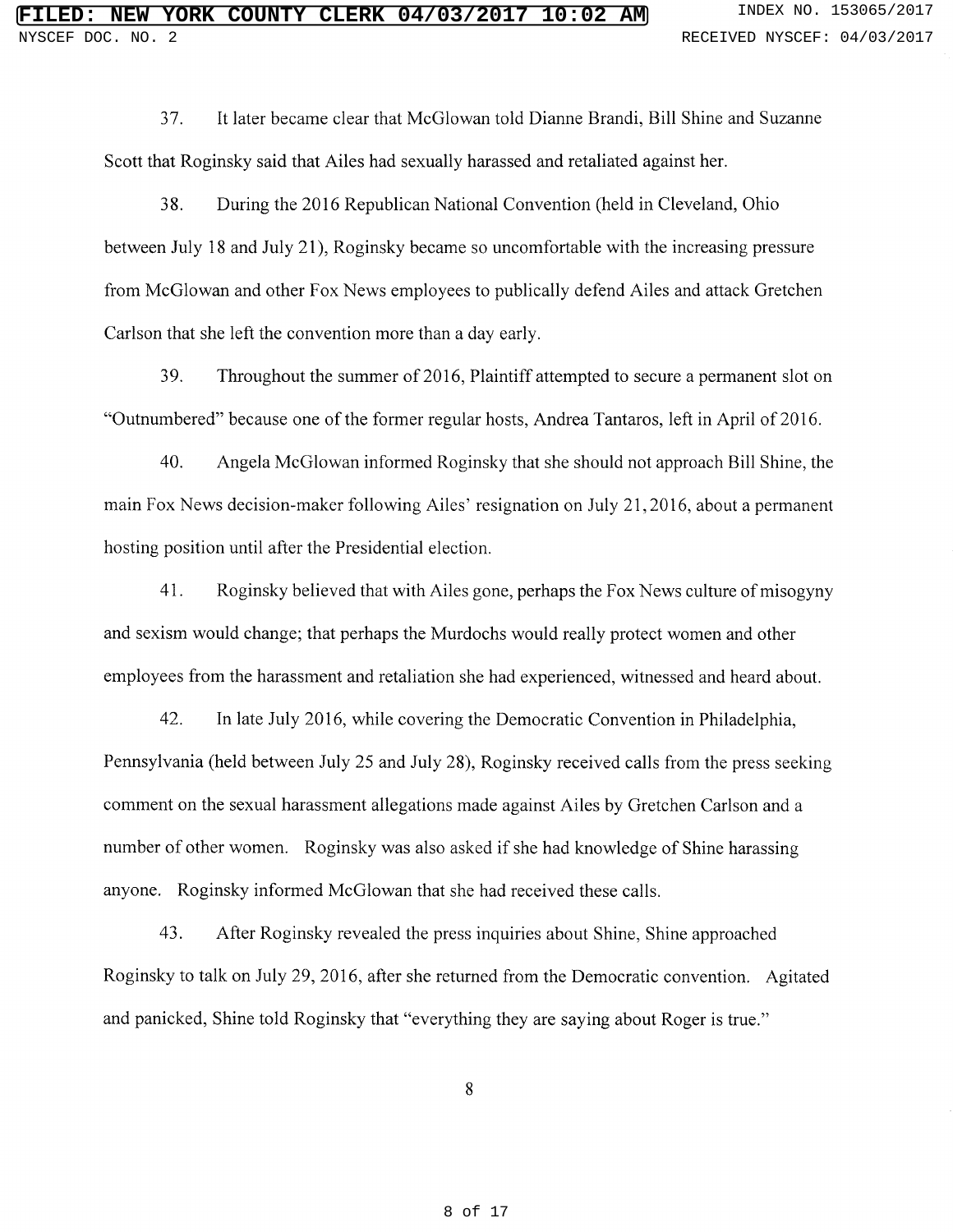37. It later became clear that McGlowan told Dianne Brandi, Bill Shine and Suzanne Scott that Roginsky said that Ailes had sexually harassed and retaliated against her.

38. During the 2016 Republican National Convention (held in Cleveland, Ohio between July 18 and July 21), Roginsky became so uncomfortable with the increasing pressure from McGlowan and other Fox News employees to publically defend Ailes and attack Gretchen Carlson that she left the convention more than a day early.

39. Throughout the summer of 2016, Plaintiff attempted to secure a permanent slot on "Outnumbered" because one of the former regular hosts, Andrea Tantaros, left in April of 2016.

40. Angela McGlowan informed Roginsky that she should not approach Bill Shine, the main Fox News decision-maker following Ailes' resignation on July 21, 2016, about a permanent hosting position until after the Presidential election.

41. Roginsky believed that with Ailes gone, perhaps the Fox News culture of misogyny and sexism would change; that perhaps the Murdochs would really protect women and other employees from the harassment and retaliation she had experienced, witnessed and heard about.

42. In late July 2016, while covering the Democratic Convention in Philadelphia, Pennsylvania (held between July 25 and July 28), Roginsky received calls from the press seeking comment on the sexual harassment allegations made against Ailes by Gretchen Carlson and a number of other women. Roginsky was also asked if she had knowledge of Shine harassing anyone. Roginsky informed McGlowan that she had received these calls.

43. After Roginsky revealed the press inquiries about Shine, Shine approached Roginsky to talk on July 29, 2016, after she returned from the Democratic convention. Agitated and panicked, Shine told Roginsky that "everything they are saying about Roger is true."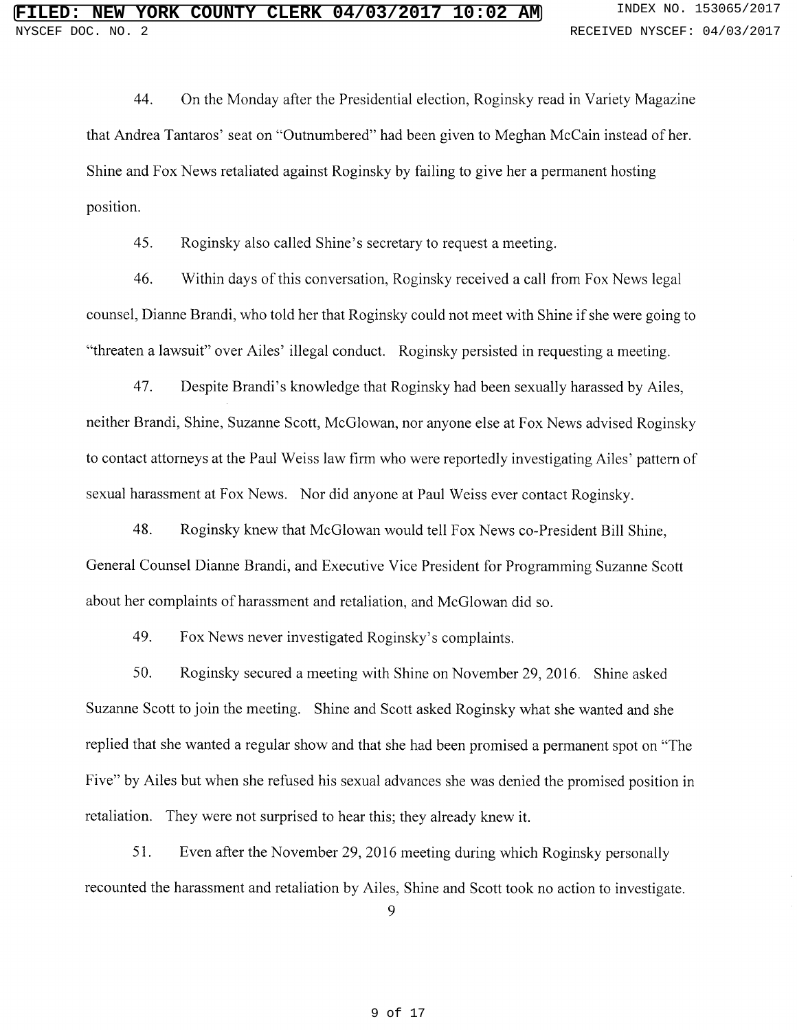44. On the Monday after the Presidential election, Roginsky read in Variety Magazine that Andrea Tantaros' seat on "Outnumbered" had been given to Meghan McCain instead of her. Shine and Fox News retaliated against Roginsky by failing to give her a permanent hosting position.

45. Roginsky also called Shine's secretary to request a meeting.

46. Within days of this conversation, Roginsky received a call from Fox News legal counsel, Dianne Brandi, who told her that Roginsky could not meet with Shine if she were going to "threaten a lawsuit" over Ailes' illegal conduct. Roginsky persisted in requesting a meeting.

47. Despite Brandi's knowledge that Roginsky had been sexually harassed by Ailes, neither Brandi, Shine, Suzanne Scott, McGlowan, nor anyone else at Fox News advised Roginsky to contact attorneys at the Paul Weiss law firm who were reportedly investigating Ailes' pattern of sexual harassment at Fox News. Nor did anyone at Paul Weiss ever contact Roginsky.

48. Roginsky knew that McGlowan would tell Fox News co-President Bill Shine, General Counsel Dianne Brandi, and Executive Vice President for Programming Suzanne Scott about her complaints of harassment and retaliation, and McGlowan did so.

49. Fox News never investigated Roginsky's complaints.

50. Roginsky secured a meeting with Shine on November 29, 2016. Shine asked Suzanne Scott to join the meeting. Shine and Scott asked Roginsky what she wanted and she replied that she wanted a regular show and that she had been promised a permanent spot on "The Five" by Ailes but when she refused his sexual advances she was denied the promised position in retaliation. They were not surprised to hear this; they already knew it.

51. Even after the November 29, 2016 meeting during which Roginsky personally recounted the harassment and retaliation by Ailes, Shine and Scott took no action to investigate.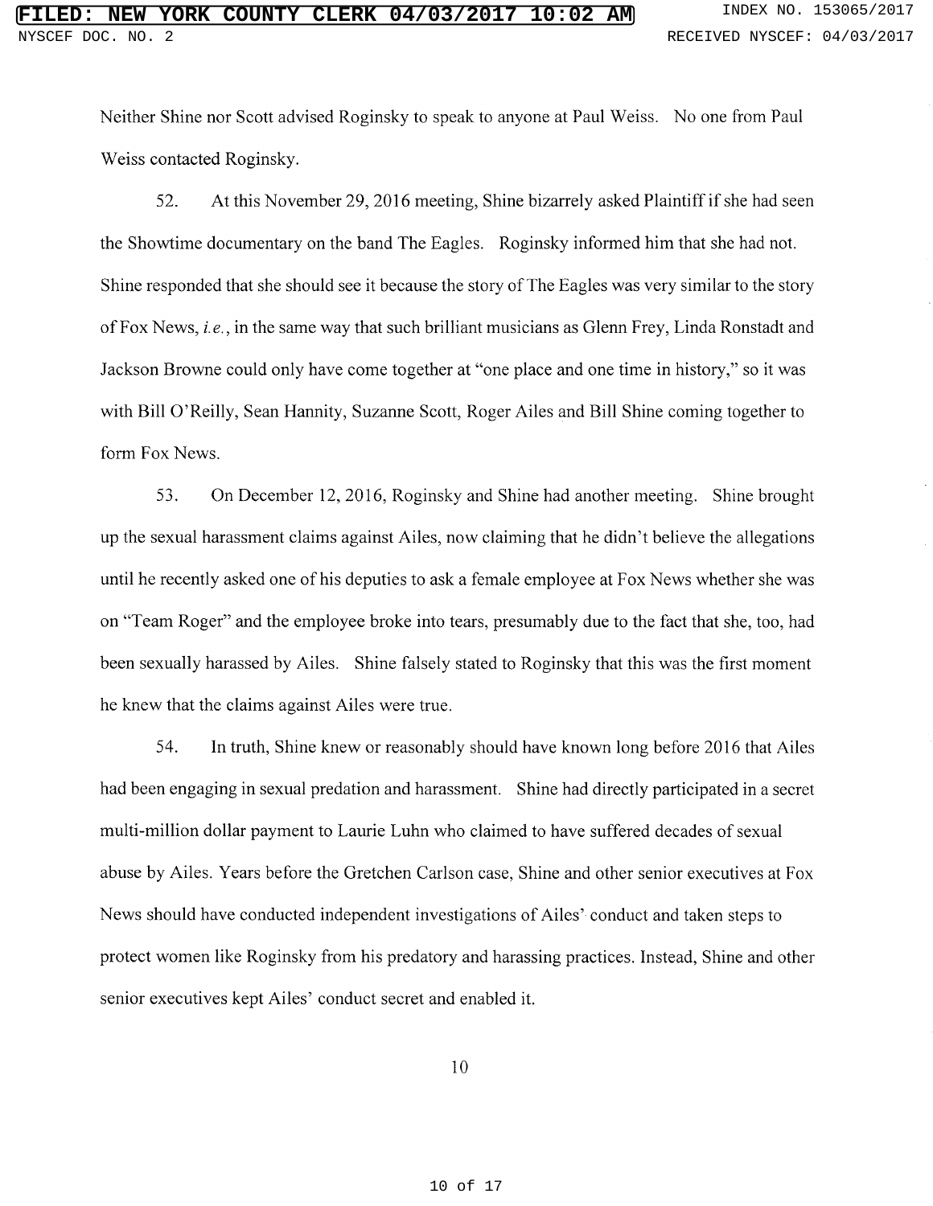Neither Shine nor Scott advised Roginsky to speak to anyone at Paul Weiss. No one from Paul Weiss contacted Roginsky.

52. At this November 29, 2016 meeting, Shine bizarrely asked Plaintiff if she had seen the Showtime documentary on the band The Eagles. Roginsky informed him that she had not. Shine responded that she should see it because the story of The Eagles was very similar to the story of Fox News, *i.e.*, in the same way that such brilliant musicians as Glenn Frey, Linda Ronstadt and Jackson Browne could only have come together at "one place and one time in history," so it was with Bill O'Reilly, Sean Hannity, Suzanne Scott, Roger Ailes and Bill Shine coming together to form Fox News.

53. On December 12, 2016, Roginsky and Shine had another meeting. Shine brought up the sexual harassment claims against Ailes, now claiming that he didn't believe the allegations until he recently asked one of his deputies to ask a female employee at Fox News whether she was on "Team Roger" and the employee broke into tears, presumably due to the fact that she, too, had been sexually harassed by Ailes. Shine falsely stated to Roginsky that this was the first moment he knew that the claims against Ailes were true.

54. In truth, Shine knew or reasonably should have known long before 2016 that Ailes had been engaging in sexual predation and harassment. Shine had directly participated in a secret multi-million dollar payment to Laurie Luhn who claimed to have suffered decades of sexual abuse by Ailes. Years before the Gretchen Carlson case, Shine and other senior executives at Fox News should have conducted independent investigations of Ailes' conduct and taken steps to protect women like Roginsky from his predatory and harassing practices. Instead, Shine and other senior executives kept Ailes' conduct secret and enabled it.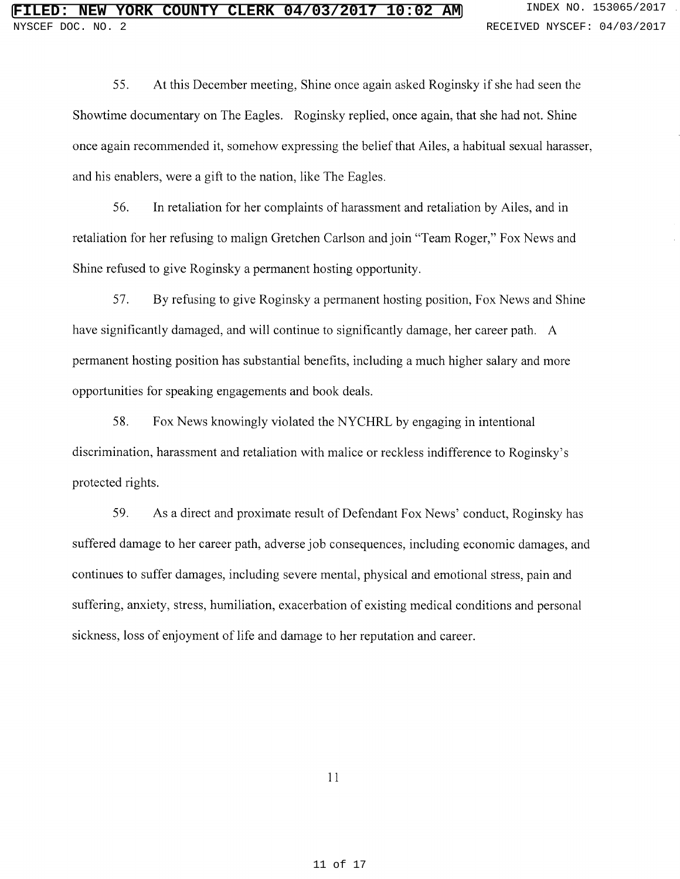55. At this December meeting, Shine once again asked Roginsky if she had seen the Showtime documentary on The Eagles. Roginsky replied, once again, that she had not. Shine once again recommended it, somehow expressing the belief that Ailes, a habitual sexual harasser, and his enablers, were a gift to the nation, like The Eagles.

56. In retaliation for her complaints of harassment and retaliation by Ailes, and in retaliation for her refusing to malign Gretchen Carlson and join "Team Roger," Fox News and Shine refused to give Roginsky a permanent hosting opportunity.

57. By refusing to give Roginsky a permanent hosting position, Fox News and Shine have significantly damaged, and will continue to significantly damage, her career path. A permanent hosting position has substantial benefits, including a much higher salary and more opportunities for speaking engagements and book deals.

58. Fox News knowingly violated the NYCHRL by engaging in intentional discrimination, harassment and retaliation with malice or reckless indifference to Roginsky's protected rights.

59. As a direct and proximate result of Defendant Fox News' conduct, Roginsky has suffered damage to her career path, adverse job consequences, including economic damages, and continues to suffer damages, including severe mental, physical and emotional stress, pain and suffering, anxiety, stress, humiliation, exacerbation of existing medical conditions and personal sickness, loss of enjoyment of life and damage to her reputation and career.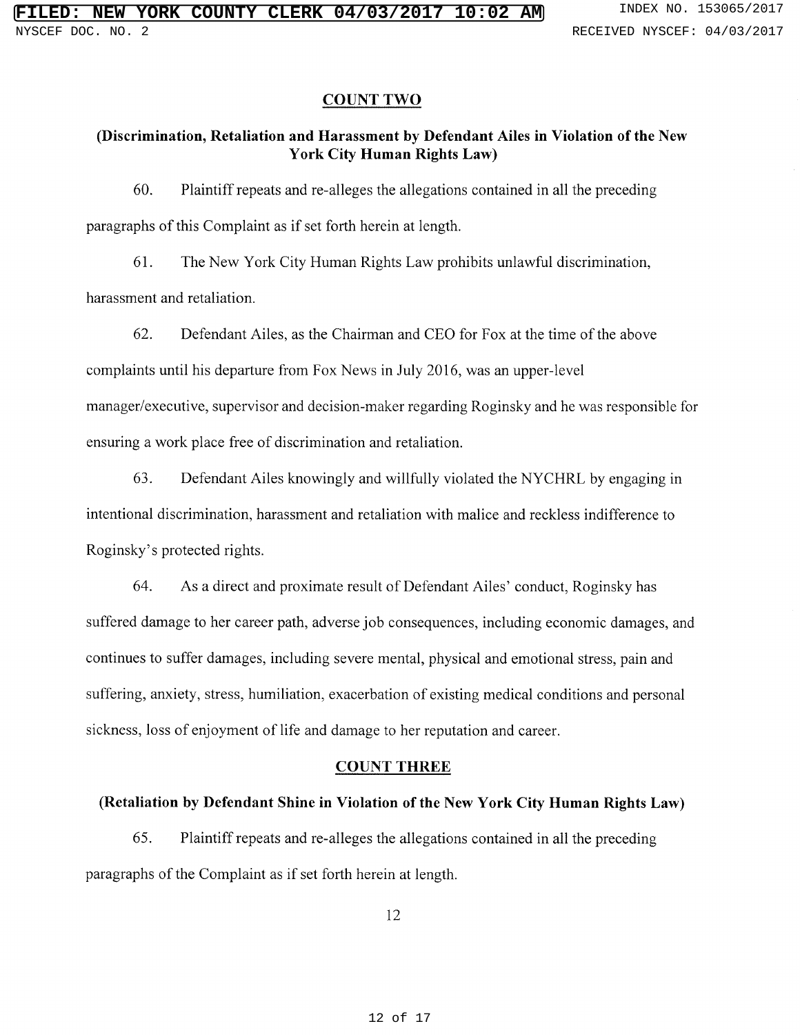## COUNT TWO

### (Discrimination, Retaliation and Harassment by Defendant Ailes in Violation of the New York City Human Rights Law)

60. Plaintiff repeats and re-alleges the allegations contained in all the preceding paragraphs of this Complaint as if set forth herein at length.

61. The New York City Human Rights Law prohibits unlawful discrimination, harassment and retaliation.

62. Defendant Ailes, as the Chairman and CEO for Fox at the time of the above complaints until his departure from Fox News in July 2016, was an upper-level manager/executive, supervisor and decision-maker regarding Roginsky and he was responsible for ensuring a work place free of discrimination and retaliation.

63. Defendant Ailes knowingly and willfully violated the NYCHRL by engaging in intentional discrimination, harassment and retaliation with malice and reckless indifference to Roginsky's protected rights.

64. As a direct and proximate result of Defendant Ailes' conduct, Roginsky has suffered damage to her career path, adverse job consequences, including economic damages, and continues to suffer damages, including severe mental, physical and emotional stress, pain and suffering, anxiety, stress, humiliation, exacerbation of existing medical conditions and personal sickness, loss of enjoyment of life and damage to her reputation and career.

## COUNT THREE

### (Retaliation by Defendant Shine in Violation of the New York City Human Rights Law)

65. Plaintiff repeats and re-alleges the allegations contained in all the preceding paragraphs of the Complaint as if set forth herein at length.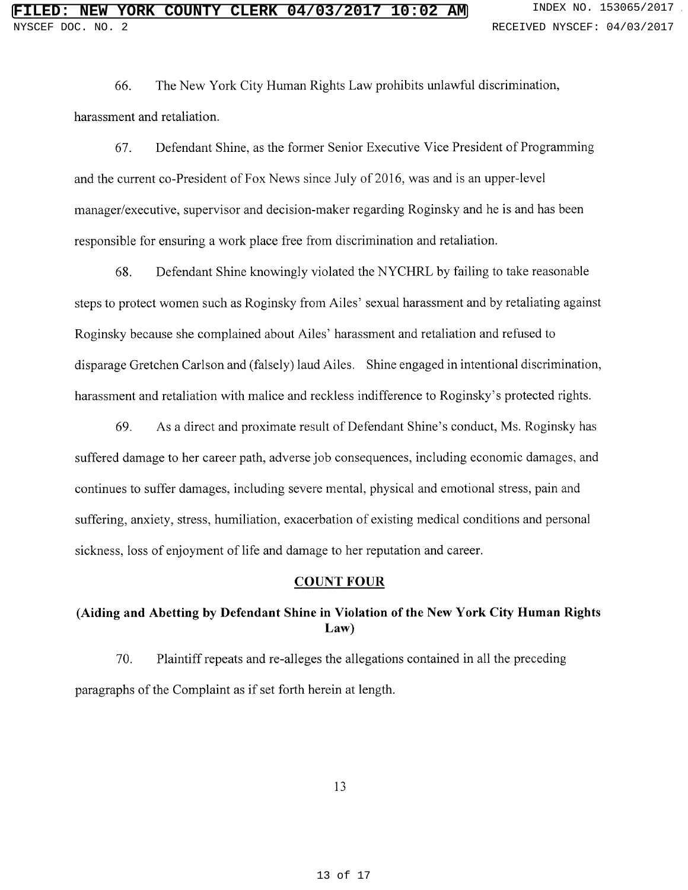66. The New York City Human Rights Law prohibits unlawful discrimination, harassment and retaliation.

67. Defendant Shine, as the former Senior Executive Vice President of Programming and the current co-President of Fox News since July of 2016, was and is an upper-level manager/executive, supervisor and decision-maker regarding Roginsky and he is and has been responsible for ensuring a work place free from discrimination and retaliation.

68. Defendant Shine knowingly violated the NYCHRL by failing to take reasonable steps to protect women such as Roginsky from Ailes' sexual harassment and by retaliating against Roginsky because she complained about Ailes' harassment and retaliation and refused to disparage Gretchen Carlson and (falsely) laud Ailes. Shine engaged in intentional discrimination, harassment and retaliation with malice and reckless indifference to Roginsky's protected rights.

69. As a direct and proximate result of Defendant Shine's conduct, Ms. Roginsky has suffered damage to her career path, adverse job consequences, including economic damages, and continues to suffer damages, including severe mental, physical and emotional stress, pain and suffering, anxiety, stress, humiliation, exacerbation of existing medical conditions and personal sickness, loss of enjoyment of life and damage to her reputation and career.

## COUNT FOUR

### (Aiding and Abetting by Defendant Shine in Violation of the New York City Human Rights Law)

70. Plaintiff repeats and re-alleges the allegations contained in all the preceding paragraphs of the Complaint as if set forth herein at length.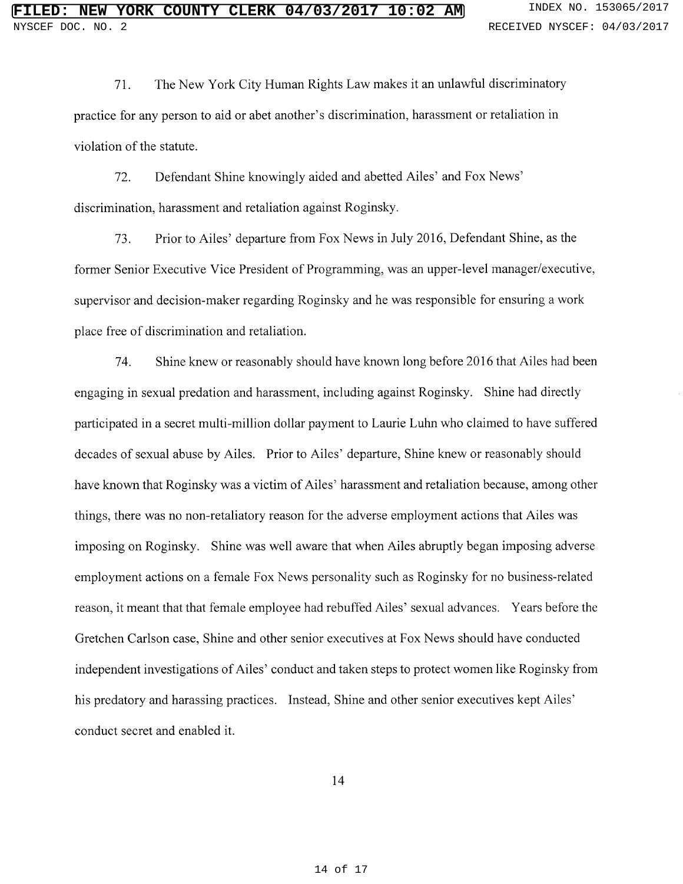71. The New York City Human Rights Law makes it an unlawful discriminatory practice for any person to aid or abet another's discrimination, harassment or retaliation in violation of the statute.

72. Defendant Shine knowingly aided and abetted Ailes' and Fox News' discrimination, harassment and retaliation against Roginsky.

73. Prior to Ailes' departure from Fox News in July 2016, Defendant Shine, as the former Senior Executive Vice President of Programming, was an upper-level manager/executive, supervisor and decision-maker regarding Roginsky and he was responsible for ensuring a work place free of discrimination and retaliation.

74. Shine knew or reasonably should have known long before 2016 that Ailes had been engaging in sexual predation and harassment, including against Roginsky. Shine had directly participated in a secret multi-million dollar payment to Laurie Luhn who claimed to have suffered decades of sexual abuse by Ailes. Prior to Ailes' departure, Shine knew or reasonably should have known that Roginsky was a victim of Ailes' harassment and retaliation because, among other things, there was no non-retaliatory reason for the adverse employment actions that Ailes was imposing on Roginsky. Shine was well aware that when Ailes abruptly began imposing adverse employment actions on a female Fox News personality such as Roginsky for no business-related reason, it meant that that female employee had rebuffed Ailes' sexual advances. Years before the Gretchen Carlson case, Shine and other senior executives at Fox News should have conducted independent investigations of Ailes' conduct and taken steps to protect women like Roginsky from his predatory and harassing practices. Instead, Shine and other senior executives kept Ailes' conduct secret and enabled it.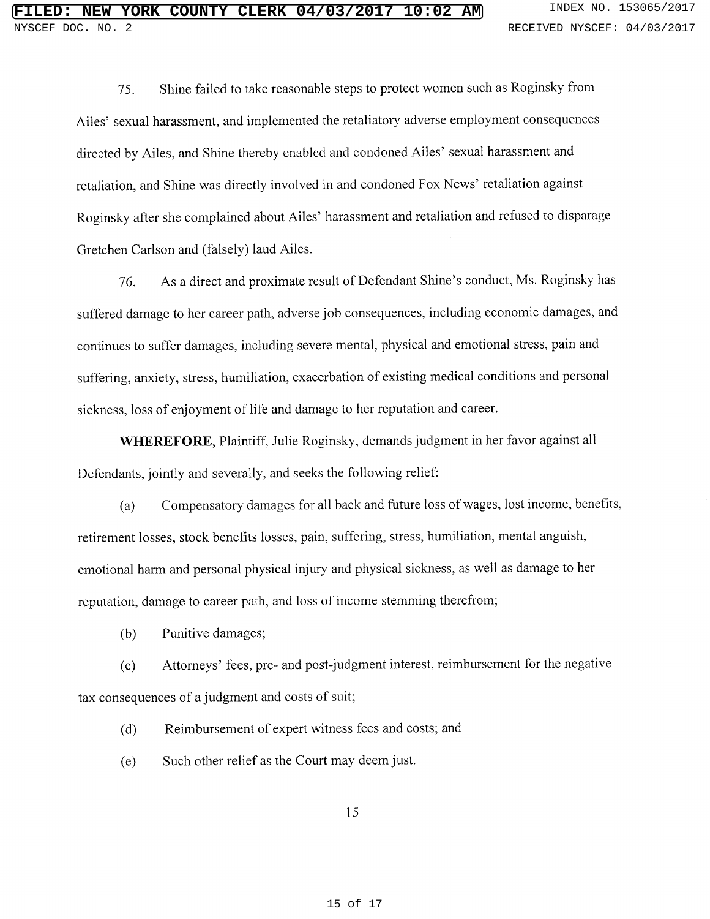75. Shine failed to take reasonable steps to protect women such as Roginsky from Ailes' sexual harassment, and implemented the retaliatory adverse employment consequences directed by Ailes, and Shine thereby enabled and condoned Ailes' sexual harassment and retaliation, and Shine was directly involved in and condoned Fox News' retaliation against Roginsky after she complained about Ailes' harassment and retaliation and refused to disparage Gretchen Carlson and (falsely) laud Ailes.

76. As a direct and proximate result of Defendant Shine's conduct, Ms. Roginsky has suffered damage to her career path, adverse job consequences, including economic damages, and continues to suffer damages, including severe mental, physical and emotional stress, pain and suffering, anxiety, stress, humiliation, exacerbation of existing medical conditions and personal sickness, loss of enjoyment of life and damage to her reputation and career.

**WHEREFORE**, Plaintiff, Julie Roginsky, demands judgment in her favor against all Defendants, jointly and severally, and seeks the following relief:

(a) Compensatory damages for all back and future loss of wages, lost income, benefits, retirement losses, stock benefits losses, pain, suffering, stress, humiliation, mental anguish, emotional harm and personal physical injury and physical sickness, as well as damage to her reputation, damage to career path, and loss of income stemming therefrom;

(b) Punitive damages;

(c) Attorneys' fees, pre- and post-judgment interest, reimbursement for the negative tax consequences of a judgment and costs of suit;

(d) Reimbursement of expert witness fees and costs; and

(e) Such other relief as the Court may deem just.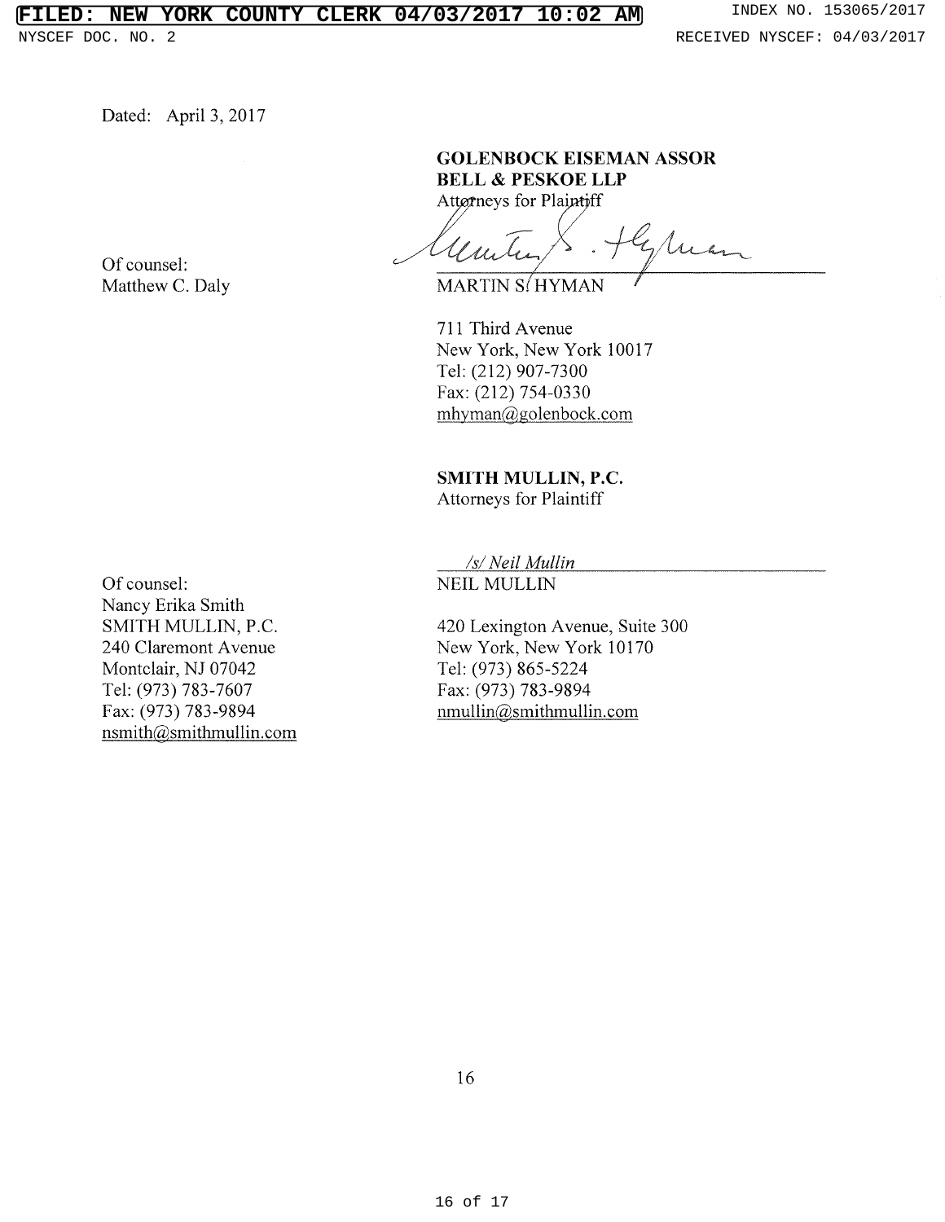Dated: April 3, 2017

**GOLENBOCK EISEMAN ASSOR BELL & PESKOE LLP**
Attorneys for Plaintiff

Of counsel:
Matthew C. Daly

MARTIN S. HYMAN

711 Third Avenue
New York, New York 10017
Tel: (212) 907-7300
Fax: (212) 754-0330
mhyman@golenbock.com

**SMITH MULLIN, P.C.**
Attorneys for Plaintiff

*/s/ Neil Mullin*
NEIL MULLIN

420 Lexington Avenue, Suite 300
New York, New York 10170
Tel: (973) 865-5224
Fax: (973) 783-9894
nmullin@smithmullin.com

Of counsel:
Nancy Erika Smith
SMITH MULLIN, P.C.
240 Claremont Avenue
Montclair, NJ 07042
Tel: (973) 783-7607
Fax: (973) 783-9894
nsmith@smithmullin.com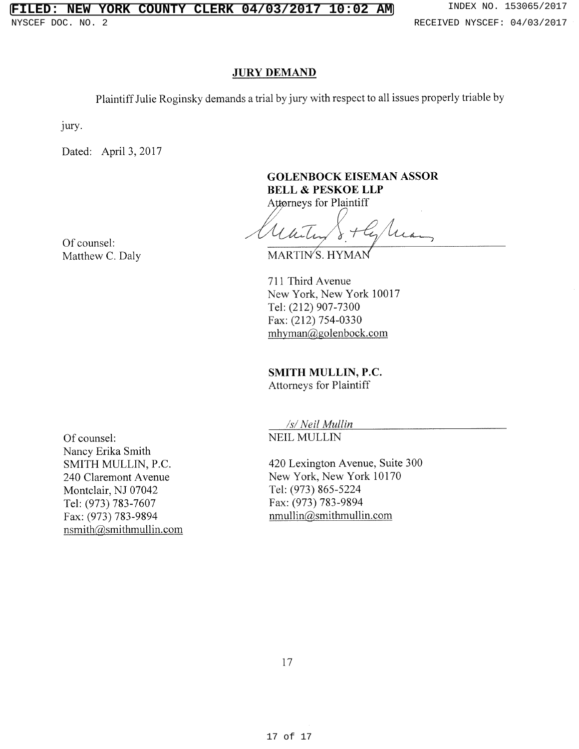## JURY DEMAND

Plaintiff Julie Roginsky demands a trial by jury with respect to all issues properly triable by jury.

Dated: April 3, 2017

**GOLENBOCK EISEMAN ASSOR BELL & PESKOE LLP**
Attorneys for Plaintiff

MARTIN S. HYMAN

711 Third Avenue
New York, New York 10017
Tel: (212) 907-7300
Fax: (212) 754-0330
mhyman@golenbock.com

Of counsel:
Matthew C. Daly

**SMITH MULLIN, P.C.**
Attorneys for Plaintiff

*/s/ Neil Mullin*
NEIL MULLIN

420 Lexington Avenue, Suite 300
New York, New York 10170
Tel: (973) 865-5224
Fax: (973) 783-9894
nmullin@smithmullin.com

Of counsel:
Nancy Erika Smith
SMITH MULLIN, P.C.
240 Claremont Avenue
Montclair, NJ 07042
Tel: (973) 783-7607
Fax: (973) 783-9894
nsmith@smithmullin.com